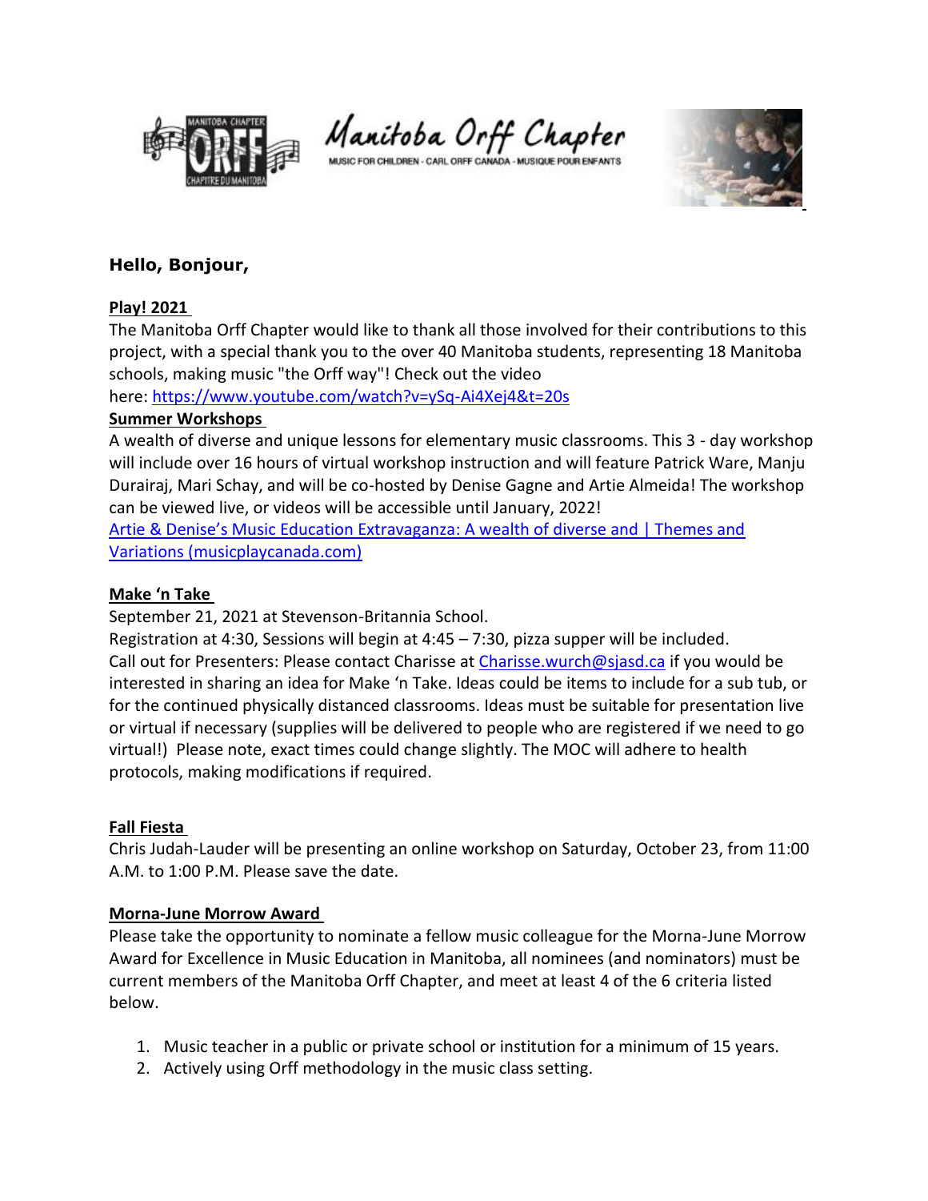Manitoba Orff Chapter

MUSIC FOR CHILDREN - CARL ORFF CANADA - MUSIQUE POUR ENFANTS

**Hello, Bonjour,**

**Play! 2021**

The Manitoba Orff Chapter would like to thank all those involved for their contributions to this project, with a special thank you to the over 40 Manitoba students, representing 18 Manitoba schools, making music "the Orff way"! Check out the video here: [https://www.youtube.com/watch?v=ySq-Ai4Xej4&t=20s](https://www.youtube.com/watch?v=ySq-Ai4Xej4&t=20s)

**Summer Workshops**

A wealth of diverse and unique lessons for elementary music classrooms. This 3 - day workshop will include over 16 hours of virtual workshop instruction and will feature Patrick Ware, Manju Durairaj, Mari Schay, and will be co-hosted by Denise Gagne and Artie Almeida! The workshop can be viewed live, or videos will be accessible until January, 2022!

Artie & Denise's Music Education Extravaganza: A wealth of diverse and | Themes and Variations (musicplaycanada.com)

**Make 'n Take**

September 21, 2021 at Stevenson-Britannia School.

Registration at 4:30, Sessions will begin at 4:45 – 7:30, pizza supper will be included.

Call out for Presenters: Please contact Charisse at Charisse.wurch@sjasd.ca if you would be interested in sharing an idea for Make 'n Take. Ideas could be items to include for a sub tub, or for the continued physically distanced classrooms. Ideas must be suitable for presentation live or virtual if necessary (supplies will be delivered to people who are registered if we need to go virtual!) Please note, exact times could change slightly. The MOC will adhere to health protocols, making modifications if required.

**Fall Fiesta**

Chris Judah-Lauder will be presenting an online workshop on Saturday, October 23, from 11:00 A.M. to 1:00 P.M. Please save the date.

**Morna-June Morrow Award**

Please take the opportunity to nominate a fellow music colleague for the Morna-June Morrow Award for Excellence in Music Education in Manitoba, all nominees (and nominators) must be current members of the Manitoba Orff Chapter, and meet at least 4 of the 6 criteria listed below.

1. Music teacher in a public or private school or institution for a minimum of 15 years.
2. Actively using Orff methodology in the music class setting.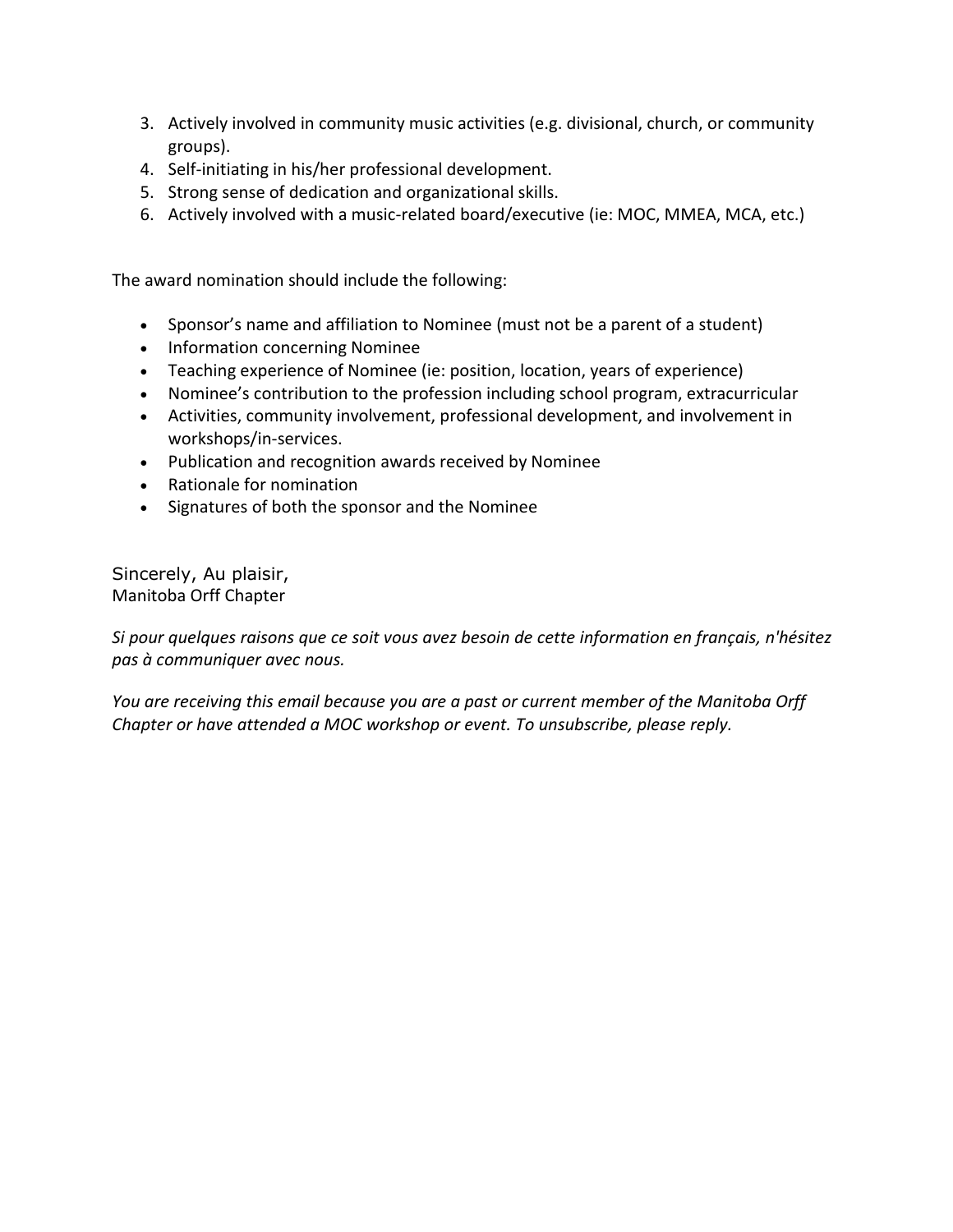3. Actively involved in community music activities (e.g. divisional, church, or community groups).
4. Self-initiating in his/her professional development.
5. Strong sense of dedication and organizational skills.
6. Actively involved with a music-related board/executive (ie: MOC, MMEA, MCA, etc.)

The award nomination should include the following:

- Sponsor's name and affiliation to Nominee (must not be a parent of a student)
- Information concerning Nominee
- Teaching experience of Nominee (ie: position, location, years of experience)
- Nominee's contribution to the profession including school program, extracurricular
- Activities, community involvement, professional development, and involvement in workshops/in-services.
- Publication and recognition awards received by Nominee
- Rationale for nomination
- Signatures of both the sponsor and the Nominee

Sincerely, Au plaisir,
Manitoba Orff Chapter

*Si pour quelques raisons que ce soit vous avez besoin de cette information en français, n'hésitez pas à communiquer avec nous.*

*You are receiving this email because you are a past or current member of the Manitoba Orff Chapter or have attended a MOC workshop or event. To unsubscribe, please reply.*